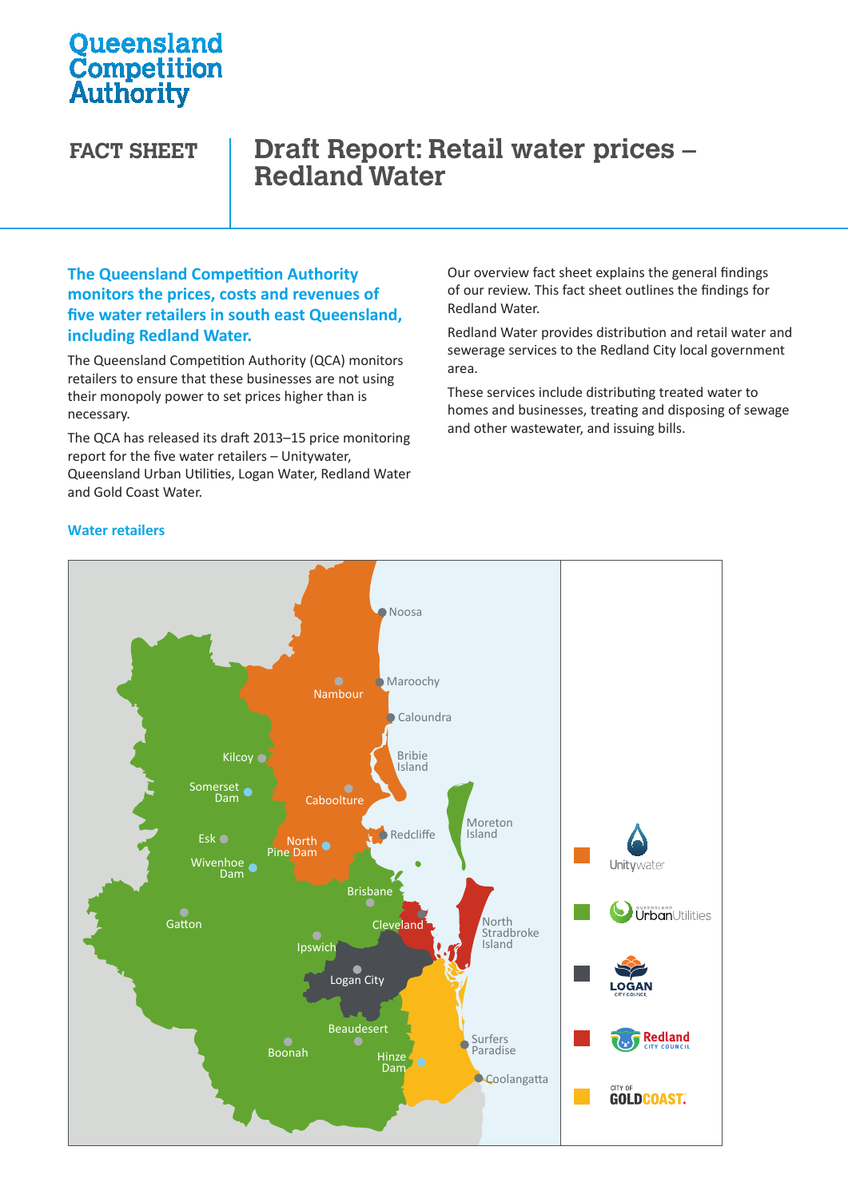Queensland Competition Authority

**FACT SHEET**

# Draft Report: Retail water prices – Redland Water

## The Queensland Competition Authority monitors the prices, costs and revenues of five water retailers in south east Queensland, including Redland Water.

The Queensland Competition Authority (QCA) monitors retailers to ensure that these businesses are not using their monopoly power to set prices higher than is necessary.

The QCA has released its draft 2013–15 price monitoring report for the five water retailers – Unitywater, Queensland Urban Utilities, Logan Water, Redland Water and Gold Coast Water.

Our overview fact sheet explains the general findings of our review. This fact sheet outlines the findings for Redland Water.

Redland Water provides distribution and retail water and sewerage services to the Redland City local government area.

These services include distributing treated water to homes and businesses, treating and disposing of sewage and other wastewater, and issuing bills.

### Water retailers

Noosa, Maroochy, Nambour, Caloundra, Bribie Island, Kilcoy, Somerset Dam, Caboolture, Moreton Island, Redcliffe, Esk, North Pine Dam, Wivenhoe Dam, Brisbane, Gatton, Cleveland, North Stradbroke Island, Ipswich, Logan City, Beaudesert, Surfers Paradise, Boonah, Hinze Dam, Coolangatta

Legend: Unitywater; Queensland Urban Utilities; Logan City Council; Redland City Council; City of Gold Coast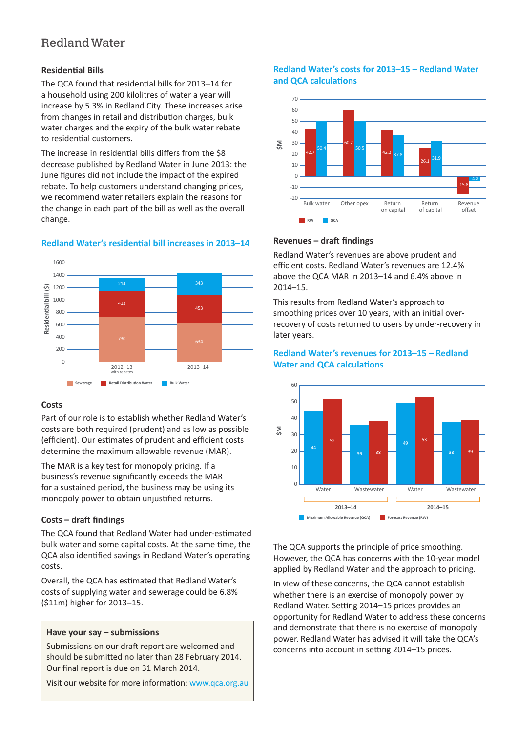# Redland Water

## Residential Bills

The QCA found that residential bills for 2013–14 for a household using 200 kilolitres of water a year will increase by 5.3% in Redland City. These increases arise from changes in retail and distribution charges, bulk water charges and the expiry of the bulk water rebate to residential customers.

The increase in residential bills differs from the $8 decrease published by Redland Water in June 2013: the June figures did not include the impact of the expired rebate. To help customers understand changing prices, we recommend water retailers explain the reasons for the change in each part of the bill as well as the overall change.

### Redland Water's residential bill increases in 2013–14

Residential bill ($)

1600
1400
1200
1000
800
600
400
200
0

214
413
730

343
453
634

2012–13
with rebates

2013–14

Sewerage
Retail Distribution Water
Bulk Water

## Costs

Part of our role is to establish whether Redland Water's costs are both required (prudent) and as low as possible (efficient). Our estimates of prudent and efficient costs determine the maximum allowable revenue (MAR).

The MAR is a key test for monopoly pricing. If a business's revenue significantly exceeds the MAR for a sustained period, the business may be using its monopoly power to obtain unjustified returns.

## Costs – draft findings

The QCA found that Redland Water had under-estimated bulk water and some capital costs. At the same time, the QCA also identified savings in Redland Water's operating costs.

Overall, the QCA has estimated that Redland Water's costs of supplying water and sewerage could be 6.8% ($11m) higher for 2013–15.

> **Have your say – submissions**
>
> Submissions on our draft report are welcomed and should be submitted no later than 28 February 2014. Our final report is due on 31 March 2014.
>
> Visit our website for more information: www.qca.org.au

### Redland Water's costs for 2013–15 – Redland Water and QCA calculations

$M

70
60
50
40
30
20
10
0
-10
-20

42.7
50.4
60.2
50.5
42.3
37.8
26.1
31.9
-15.8
-4.8

Bulk water
Other opex
Return on capital
Return of capital
Revenue offset

RW
QCA

## Revenues – draft findings

Redland Water's revenues are above prudent and efficient costs. Redland Water's revenues are 12.4% above the QCA MAR in 2013–14 and 6.4% above in 2014–15.

This results from Redland Water's approach to smoothing prices over 10 years, with an initial over-recovery of costs returned to users by under-recovery in later years.

### Redland Water's revenues for 2013–15 – Redland Water and QCA calculations

$M

60
50
40
30
20
10
0

44
52
36
38
49
53
38
39

Water
Wastewater
Water
Wastewater

2013–14
2014–15

Maximum Allowable Revenue (QCA)
Forecast Revenue (RW)

The QCA supports the principle of price smoothing. However, the QCA has concerns with the 10-year model applied by Redland Water and the approach to pricing.

In view of these concerns, the QCA cannot establish whether there is an exercise of monopoly power by Redland Water. Setting 2014–15 prices provides an opportunity for Redland Water to address these concerns and demonstrate that there is no exercise of monopoly power. Redland Water has advised it will take the QCA's concerns into account in setting 2014–15 prices.